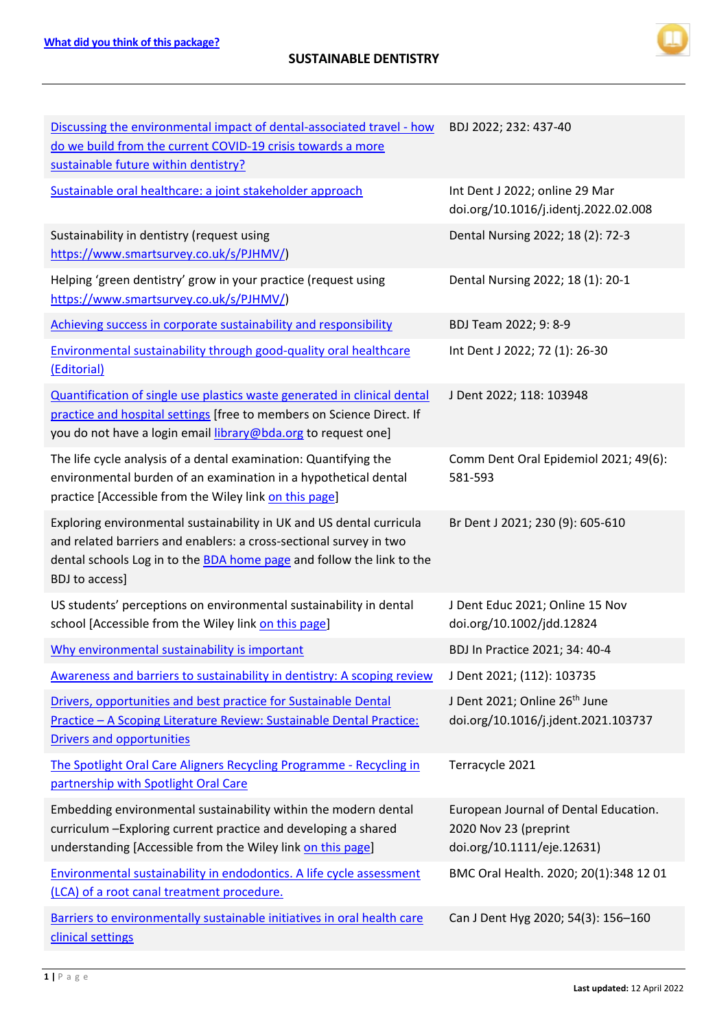[What did you think of this package?]

# SUSTAINABLE DENTISTRY

| | |
|---|---|
| Discussing the environmental impact of dental-associated travel - how do we build from the current COVID-19 crisis towards a more sustainable future within dentistry? | BDJ 2022; 232: 437-40 |
| Sustainable oral healthcare: a joint stakeholder approach | Int Dent J 2022; online 29 Mar doi.org/10.1016/j.identj.2022.02.008 |
| Sustainability in dentistry (request using https://www.smartsurvey.co.uk/s/PJHMV/) | Dental Nursing 2022; 18 (2): 72-3 |
| Helping 'green dentistry' grow in your practice (request using https://www.smartsurvey.co.uk/s/PJHMV/) | Dental Nursing 2022; 18 (1): 20-1 |
| Achieving success in corporate sustainability and responsibility | BDJ Team 2022; 9: 8-9 |
| Environmental sustainability through good-quality oral healthcare (Editorial) | Int Dent J 2022; 72 (1): 26-30 |
| Quantification of single use plastics waste generated in clinical dental practice and hospital settings [free to members on Science Direct. If you do not have a login email library@bda.org to request one] | J Dent 2022; 118: 103948 |
| The life cycle analysis of a dental examination: Quantifying the environmental burden of an examination in a hypothetical dental practice [Accessible from the Wiley link on this page] | Comm Dent Oral Epidemiol 2021; 49(6): 581-593 |
| Exploring environmental sustainability in UK and US dental curricula and related barriers and enablers: a cross-sectional survey in two dental schools Log in to the BDA home page and follow the link to the BDJ to access] | Br Dent J 2021; 230 (9): 605-610 |
| US students' perceptions on environmental sustainability in dental school [Accessible from the Wiley link on this page] | J Dent Educ 2021; Online 15 Nov doi.org/10.1002/jdd.12824 |
| Why environmental sustainability is important | BDJ In Practice 2021; 34: 40-4 |
| Awareness and barriers to sustainability in dentistry: A scoping review | J Dent 2021; (112): 103735 |
| Drivers, opportunities and best practice for Sustainable Dental Practice – A Scoping Literature Review: Sustainable Dental Practice: Drivers and opportunities | J Dent 2021; Online 26th June doi.org/10.1016/j.jdent.2021.103737 |
| The Spotlight Oral Care Aligners Recycling Programme - Recycling in partnership with Spotlight Oral Care | Terracycle 2021 |
| Embedding environmental sustainability within the modern dental curriculum –Exploring current practice and developing a shared understanding [Accessible from the Wiley link on this page] | European Journal of Dental Education. 2020 Nov 23 (preprint doi.org/10.1111/eje.12631) |
| Environmental sustainability in endodontics. A life cycle assessment (LCA) of a root canal treatment procedure. | BMC Oral Health. 2020; 20(1):348 12 01 |
| Barriers to environmentally sustainable initiatives in oral health care clinical settings | Can J Dent Hyg 2020; 54(3): 156–160 |

**Last updated:** 12 April 2022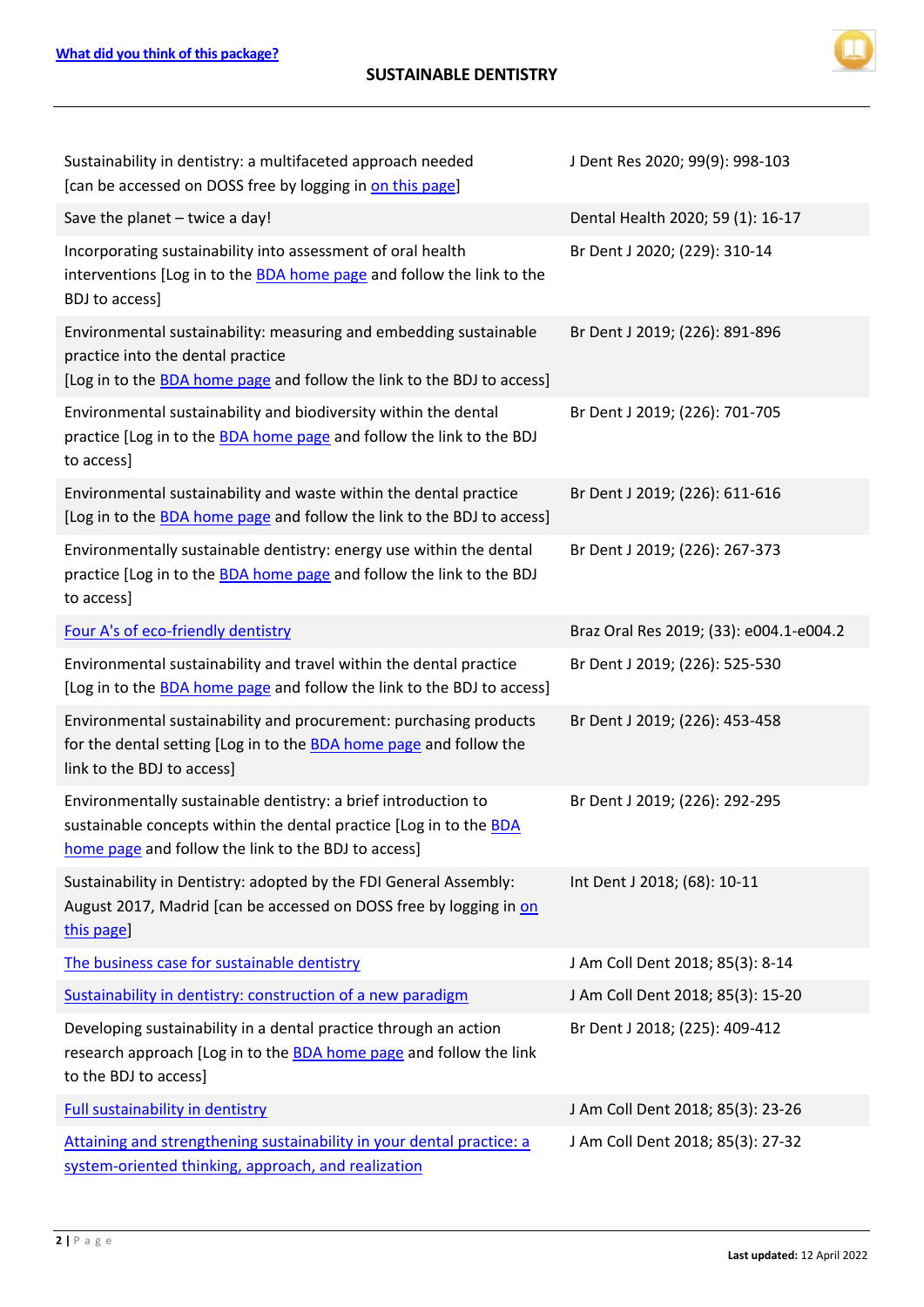| | |
|---|---|
| Sustainability in dentistry: a multifaceted approach needed [can be accessed on DOSS free by logging in on this page] | J Dent Res 2020; 99(9): 998-103 |
| Save the planet – twice a day! | Dental Health 2020; 59 (1): 16-17 |
| Incorporating sustainability into assessment of oral health interventions [Log in to the BDA home page and follow the link to the BDJ to access] | Br Dent J 2020; (229): 310-14 |
| Environmental sustainability: measuring and embedding sustainable practice into the dental practice [Log in to the BDA home page and follow the link to the BDJ to access] | Br Dent J 2019; (226): 891-896 |
| Environmental sustainability and biodiversity within the dental practice [Log in to the BDA home page and follow the link to the BDJ to access] | Br Dent J 2019; (226): 701-705 |
| Environmental sustainability and waste within the dental practice [Log in to the BDA home page and follow the link to the BDJ to access] | Br Dent J 2019; (226): 611-616 |
| Environmentally sustainable dentistry: energy use within the dental practice [Log in to the BDA home page and follow the link to the BDJ to access] | Br Dent J 2019; (226): 267-373 |
| Four A's of eco-friendly dentistry | Braz Oral Res 2019; (33): e004.1-e004.2 |
| Environmental sustainability and travel within the dental practice [Log in to the BDA home page and follow the link to the BDJ to access] | Br Dent J 2019; (226): 525-530 |
| Environmental sustainability and procurement: purchasing products for the dental setting [Log in to the BDA home page and follow the link to the BDJ to access] | Br Dent J 2019; (226): 453-458 |
| Environmentally sustainable dentistry: a brief introduction to sustainable concepts within the dental practice [Log in to the BDA home page and follow the link to the BDJ to access] | Br Dent J 2019; (226): 292-295 |
| Sustainability in Dentistry: adopted by the FDI General Assembly: August 2017, Madrid [can be accessed on DOSS free by logging in on this page] | Int Dent J 2018; (68): 10-11 |
| The business case for sustainable dentistry | J Am Coll Dent 2018; 85(3): 8-14 |
| Sustainability in dentistry: construction of a new paradigm | J Am Coll Dent 2018; 85(3): 15-20 |
| Developing sustainability in a dental practice through an action research approach [Log in to the BDA home page and follow the link to the BDJ to access] | Br Dent J 2018; (225): 409-412 |
| Full sustainability in dentistry | J Am Coll Dent 2018; 85(3): 23-26 |
| Attaining and strengthening sustainability in your dental practice: a system-oriented thinking, approach, and realization | J Am Coll Dent 2018; 85(3): 27-32 |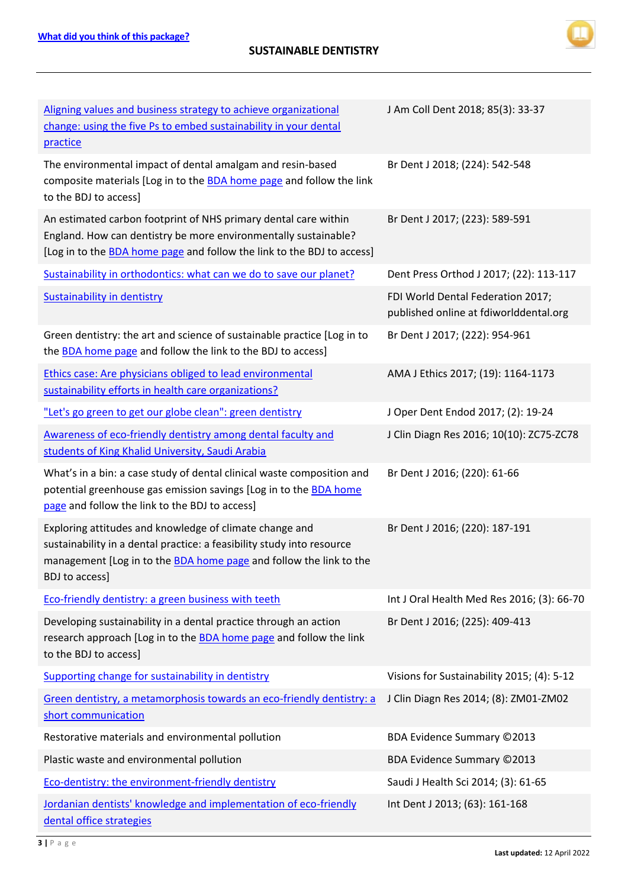| | |
|---|---|
| Aligning values and business strategy to achieve organizational change: using the five Ps to embed sustainability in your dental practice | J Am Coll Dent 2018; 85(3): 33-37 |
| The environmental impact of dental amalgam and resin-based composite materials [Log in to the BDA home page and follow the link to the BDJ to access] | Br Dent J 2018; (224): 542-548 |
| An estimated carbon footprint of NHS primary dental care within England. How can dentistry be more environmentally sustainable? [Log in to the BDA home page and follow the link to the BDJ to access] | Br Dent J 2017; (223): 589-591 |
| Sustainability in orthodontics: what can we do to save our planet? | Dent Press Orthod J 2017; (22): 113-117 |
| Sustainability in dentistry | FDI World Dental Federation 2017; published online at fdiworlddental.org |
| Green dentistry: the art and science of sustainable practice [Log in to the BDA home page and follow the link to the BDJ to access] | Br Dent J 2017; (222): 954-961 |
| Ethics case: Are physicians obliged to lead environmental sustainability efforts in health care organizations? | AMA J Ethics 2017; (19): 1164-1173 |
| "Let's go green to get our globe clean": green dentistry | J Oper Dent Endod 2017; (2): 19-24 |
| Awareness of eco-friendly dentistry among dental faculty and students of King Khalid University, Saudi Arabia | J Clin Diagn Res 2016; 10(10): ZC75-ZC78 |
| What's in a bin: a case study of dental clinical waste composition and potential greenhouse gas emission savings [Log in to the BDA home page and follow the link to the BDJ to access] | Br Dent J 2016; (220): 61-66 |
| Exploring attitudes and knowledge of climate change and sustainability in a dental practice: a feasibility study into resource management [Log in to the BDA home page and follow the link to the BDJ to access] | Br Dent J 2016; (220): 187-191 |
| Eco-friendly dentistry: a green business with teeth | Int J Oral Health Med Res 2016; (3): 66-70 |
| Developing sustainability in a dental practice through an action research approach [Log in to the BDA home page and follow the link to the BDJ to access] | Br Dent J 2016; (225): 409-413 |
| Supporting change for sustainability in dentistry | Visions for Sustainability 2015; (4): 5-12 |
| Green dentistry, a metamorphosis towards an eco-friendly dentistry: a short communication | J Clin Diagn Res 2014; (8): ZM01-ZM02 |
| Restorative materials and environmental pollution | BDA Evidence Summary ©2013 |
| Plastic waste and environmental pollution | BDA Evidence Summary ©2013 |
| Eco-dentistry: the environment-friendly dentistry | Saudi J Health Sci 2014; (3): 61-65 |
| Jordanian dentists' knowledge and implementation of eco-friendly dental office strategies | Int Dent J 2013; (63): 161-168 |

**Last updated:** 12 April 2022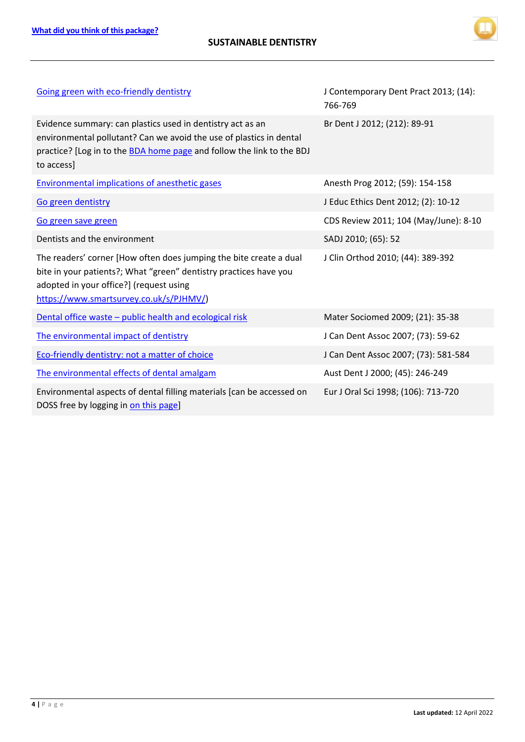| | |
|---|---|
| Going green with eco-friendly dentistry | J Contemporary Dent Pract 2013; (14): 766-769 |
| Evidence summary: can plastics used in dentistry act as an environmental pollutant? Can we avoid the use of plastics in dental practice? [Log in to the BDA home page and follow the link to the BDJ to access] | Br Dent J 2012; (212): 89-91 |
| Environmental implications of anesthetic gases | Anesth Prog 2012; (59): 154-158 |
| Go green dentistry | J Educ Ethics Dent 2012; (2): 10-12 |
| Go green save green | CDS Review 2011; 104 (May/June): 8-10 |
| Dentists and the environment | SADJ 2010; (65): 52 |
| The readers' corner [How often does jumping the bite create a dual bite in your patients?; What "green" dentistry practices have you adopted in your office?] (request using https://www.smartsurvey.co.uk/s/PJHMV/) | J Clin Orthod 2010; (44): 389-392 |
| Dental office waste – public health and ecological risk | Mater Sociomed 2009; (21): 35-38 |
| The environmental impact of dentistry | J Can Dent Assoc 2007; (73): 59-62 |
| Eco-friendly dentistry: not a matter of choice | J Can Dent Assoc 2007; (73): 581-584 |
| The environmental effects of dental amalgam | Aust Dent J 2000; (45): 246-249 |
| Environmental aspects of dental filling materials [can be accessed on DOSS free by logging in on this page] | Eur J Oral Sci 1998; (106): 713-720 |

**Last updated:** 12 April 2022